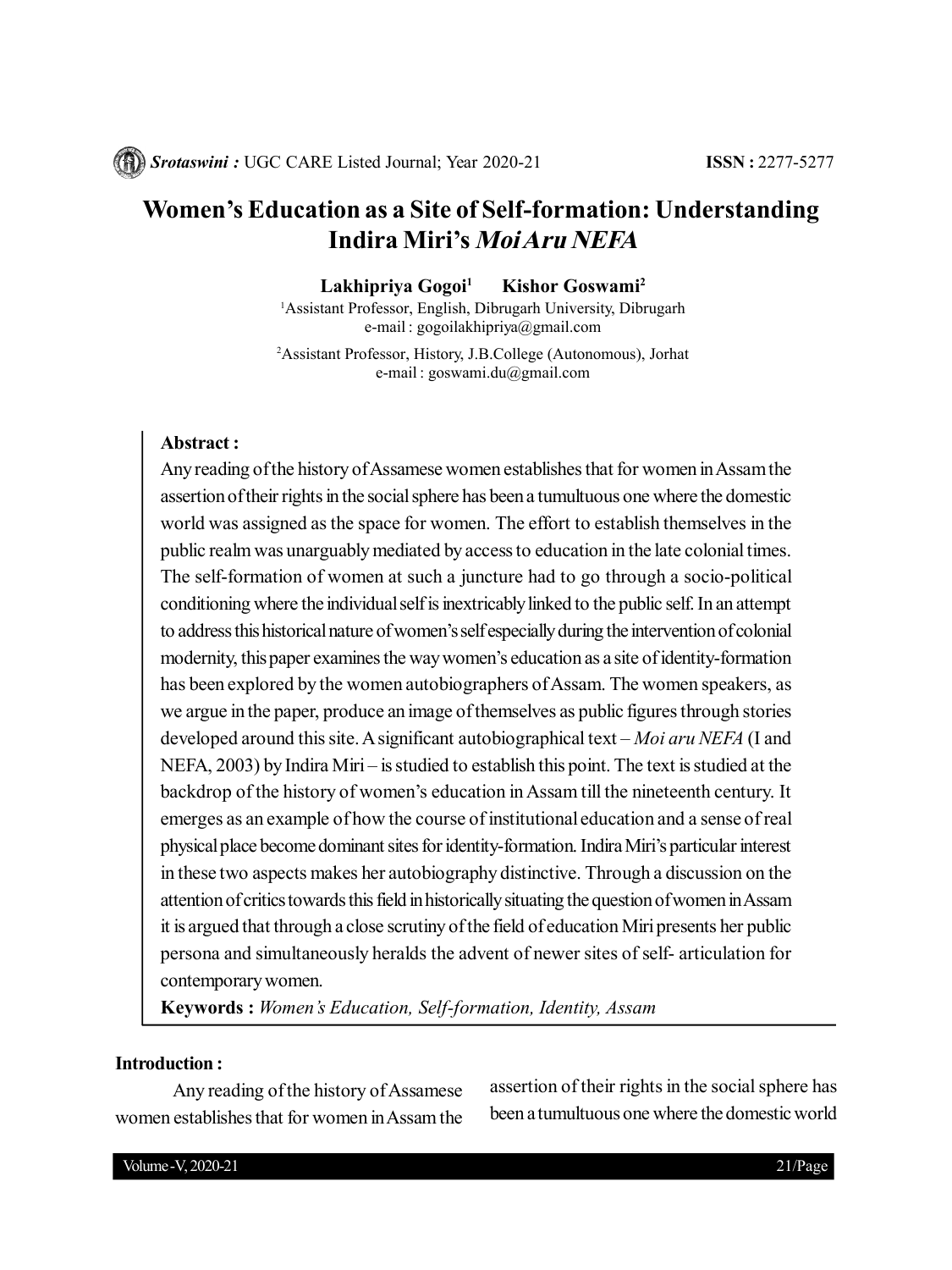# Women's Education as a Site of Self-formation: Understanding Indira Miri's *Moi Aru NEFA*

**Lakhipriya Gogoi**[1] **Kishor Goswami**[2]

[1]Assistant Professor, English, Dibrugarh University, Dibrugarh
e-mail : gogoilakhipriya@gmail.com

[2]Assistant Professor, History, J.B.College (Autonomous), Jorhat
e-mail : goswami.du@gmail.com

**Abstract :**

Any reading of the history of Assamese women establishes that for women in Assam the assertion of their rights in the social sphere has been a tumultuous one where the domestic world was assigned as the space for women. The effort to establish themselves in the public realm was unarguably mediated by access to education in the late colonial times. The self-formation of women at such a juncture had to go through a socio-political conditioning where the individual self is inextricably linked to the public self. In an attempt to address this historical nature of women's self especially during the intervention of colonial modernity, this paper examines the way women's education as a site of identity-formation has been explored by the women autobiographers of Assam. The women speakers, as we argue in the paper, produce an image of themselves as public figures through stories developed around this site. A significant autobiographical text – *Moi aru NEFA* (I and NEFA, 2003) by Indira Miri – is studied to establish this point. The text is studied at the backdrop of the history of women's education in Assam till the nineteenth century. It emerges as an example of how the course of institutional education and a sense of real physical place become dominant sites for identity-formation. Indira Miri's particular interest in these two aspects makes her autobiography distinctive. Through a discussion on the attention of critics towards this field in historically situating the question of women in Assam it is argued that through a close scrutiny of the field of education Miri presents her public persona and simultaneously heralds the advent of newer sites of self- articulation for contemporary women.

**Keywords :** *Women's Education, Self-formation, Identity, Assam*

**Introduction :**

Any reading of the history of Assamese women establishes that for women in Assam the assertion of their rights in the social sphere has been a tumultuous one where the domestic world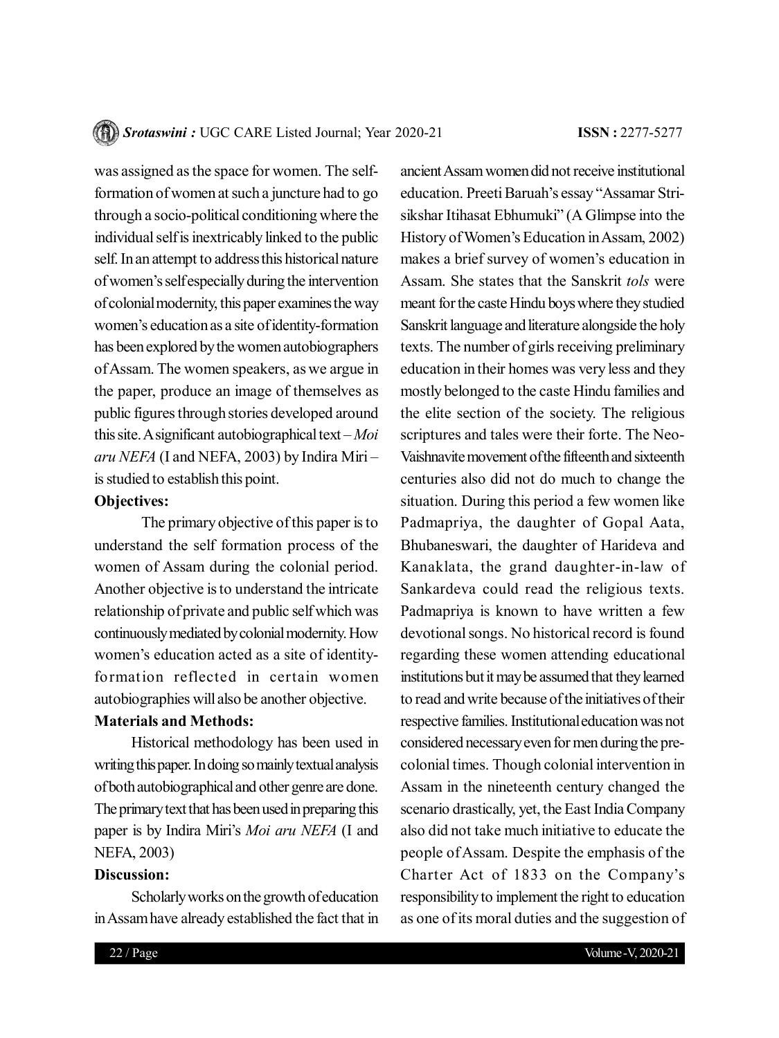was assigned as the space for women. The self-formation of women at such a juncture had to go through a socio-political conditioning where the individual self is inextricably linked to the public self. In an attempt to address this historical nature of women's self especially during the intervention of colonial modernity, this paper examines the way women's education as a site of identity-formation has been explored by the women autobiographers of Assam. The women speakers, as we argue in the paper, produce an image of themselves as public figures through stories developed around this site. A significant autobiographical text – *Moi aru NEFA* (I and NEFA, 2003) by Indira Miri – is studied to establish this point.

**Objectives:**

The primary objective of this paper is to understand the self formation process of the women of Assam during the colonial period. Another objective is to understand the intricate relationship of private and public self which was continuously mediated by colonial modernity. How women's education acted as a site of identity-formation reflected in certain women autobiographies will also be another objective.

**Materials and Methods:**

Historical methodology has been used in writing this paper. In doing so mainly textual analysis of both autobiographical and other genre are done. The primary text that has been used in preparing this paper is by Indira Miri's *Moi aru NEFA* (I and NEFA, 2003)

**Discussion:**

Scholarly works on the growth of education in Assam have already established the fact that in ancient Assam women did not receive institutional education. Preeti Baruah's essay "Assamar Stri-sikshar Itihasat Ebhumuki" (A Glimpse into the History of Women's Education in Assam, 2002) makes a brief survey of women's education in Assam. She states that the Sanskrit *tols* were meant for the caste Hindu boys where they studied Sanskrit language and literature alongside the holy texts. The number of girls receiving preliminary education in their homes was very less and they mostly belonged to the caste Hindu families and the elite section of the society. The religious scriptures and tales were their forte. The Neo-Vaishnavite movement of the fifteenth and sixteenth centuries also did not do much to change the situation. During this period a few women like Padmapriya, the daughter of Gopal Aata, Bhubaneswari, the daughter of Harideva and Kanaklata, the grand daughter-in-law of Sankardeva could read the religious texts. Padmapriya is known to have written a few devotional songs. No historical record is found regarding these women attending educational institutions but it may be assumed that they learned to read and write because of the initiatives of their respective families. Institutional education was not considered necessary even for men during the pre-colonial times. Though colonial intervention in Assam in the nineteenth century changed the scenario drastically, yet, the East India Company also did not take much initiative to educate the people of Assam. Despite the emphasis of the Charter Act of 1833 on the Company's responsibility to implement the right to education as one of its moral duties and the suggestion of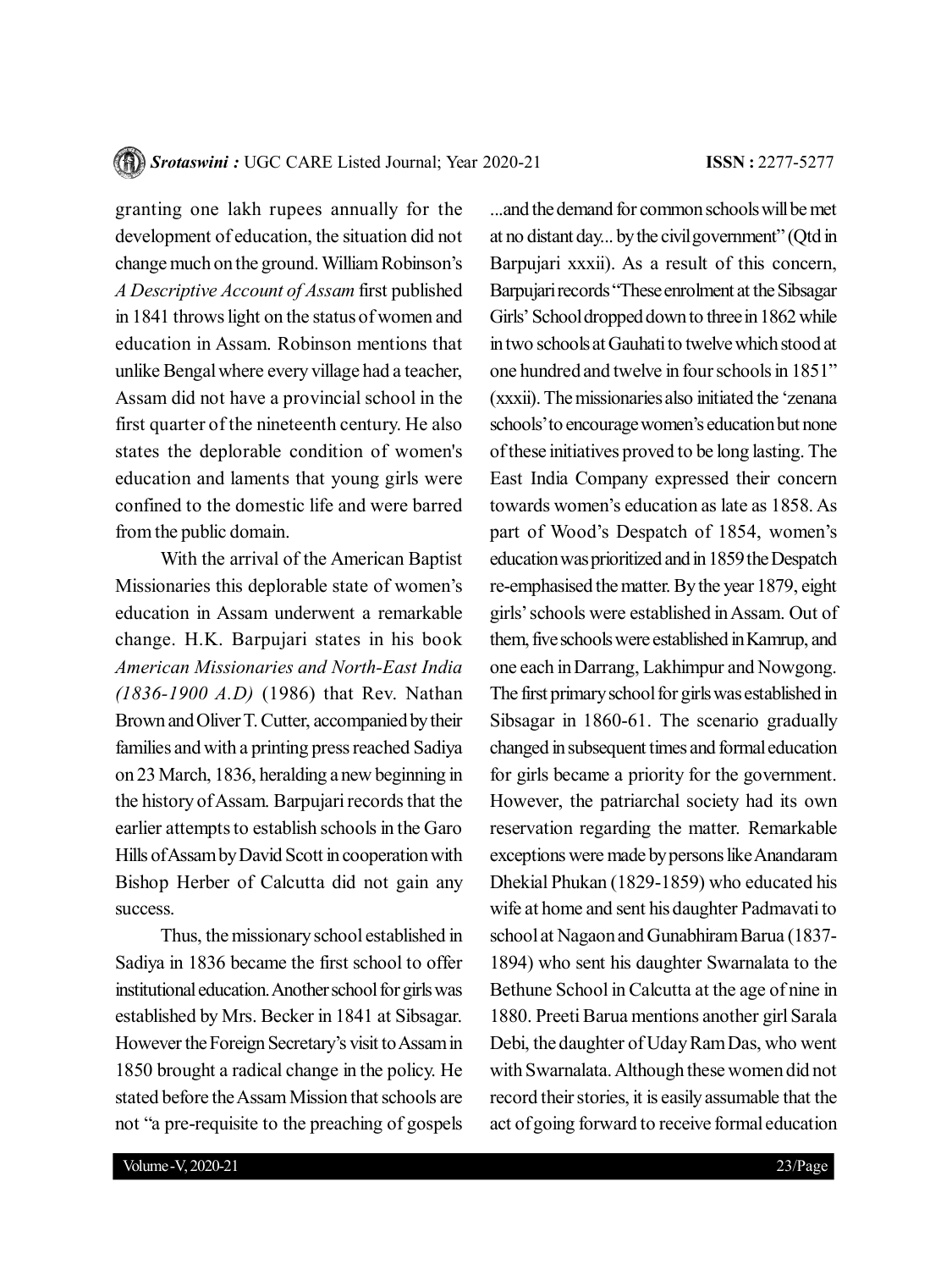granting one lakh rupees annually for the development of education, the situation did not change much on the ground. William Robinson's *A Descriptive Account of Assam* first published in 1841 throws light on the status of women and education in Assam. Robinson mentions that unlike Bengal where every village had a teacher, Assam did not have a provincial school in the first quarter of the nineteenth century. He also states the deplorable condition of women's education and laments that young girls were confined to the domestic life and were barred from the public domain.

With the arrival of the American Baptist Missionaries this deplorable state of women's education in Assam underwent a remarkable change. H.K. Barpujari states in his book *American Missionaries and North-East India (1836-1900 A.D)* (1986) that Rev. Nathan Brown and Oliver T. Cutter, accompanied by their families and with a printing press reached Sadiya on 23 March, 1836, heralding a new beginning in the history of Assam. Barpujari records that the earlier attempts to establish schools in the Garo Hills of Assam by David Scott in cooperation with Bishop Herber of Calcutta did not gain any success.

Thus, the missionary school established in Sadiya in 1836 became the first school to offer institutional education. Another school for girls was established by Mrs. Becker in 1841 at Sibsagar. However the Foreign Secretary's visit to Assam in 1850 brought a radical change in the policy. He stated before the Assam Mission that schools are not "a pre-requisite to the preaching of gospels ...and the demand for common schools will be met at no distant day... by the civil government" (Qtd in Barpujari xxxii). As a result of this concern, Barpujari records "These enrolment at the Sibsagar Girls' School dropped down to three in 1862 while in two schools at Gauhati to twelve which stood at one hundred and twelve in four schools in 1851" (xxxii). The missionaries also initiated the 'zenana schools' to encourage women's education but none of these initiatives proved to be long lasting. The East India Company expressed their concern towards women's education as late as 1858. As part of Wood's Despatch of 1854, women's education was prioritized and in 1859 the Despatch re-emphasised the matter. By the year 1879, eight girls' schools were established in Assam. Out of them, five schools were established in Kamrup, and one each in Darrang, Lakhimpur and Nowgong. The first primary school for girls was established in Sibsagar in 1860-61. The scenario gradually changed in subsequent times and formal education for girls became a priority for the government. However, the patriarchal society had its own reservation regarding the matter. Remarkable exceptions were made by persons like Anandaram Dhekial Phukan (1829-1859) who educated his wife at home and sent his daughter Padmavati to school at Nagaon and Gunabhiram Barua (1837-1894) who sent his daughter Swarnalata to the Bethune School in Calcutta at the age of nine in 1880. Preeti Barua mentions another girl Sarala Debi, the daughter of Uday Ram Das, who went with Swarnalata. Although these women did not record their stories, it is easily assumable that the act of going forward to receive formal education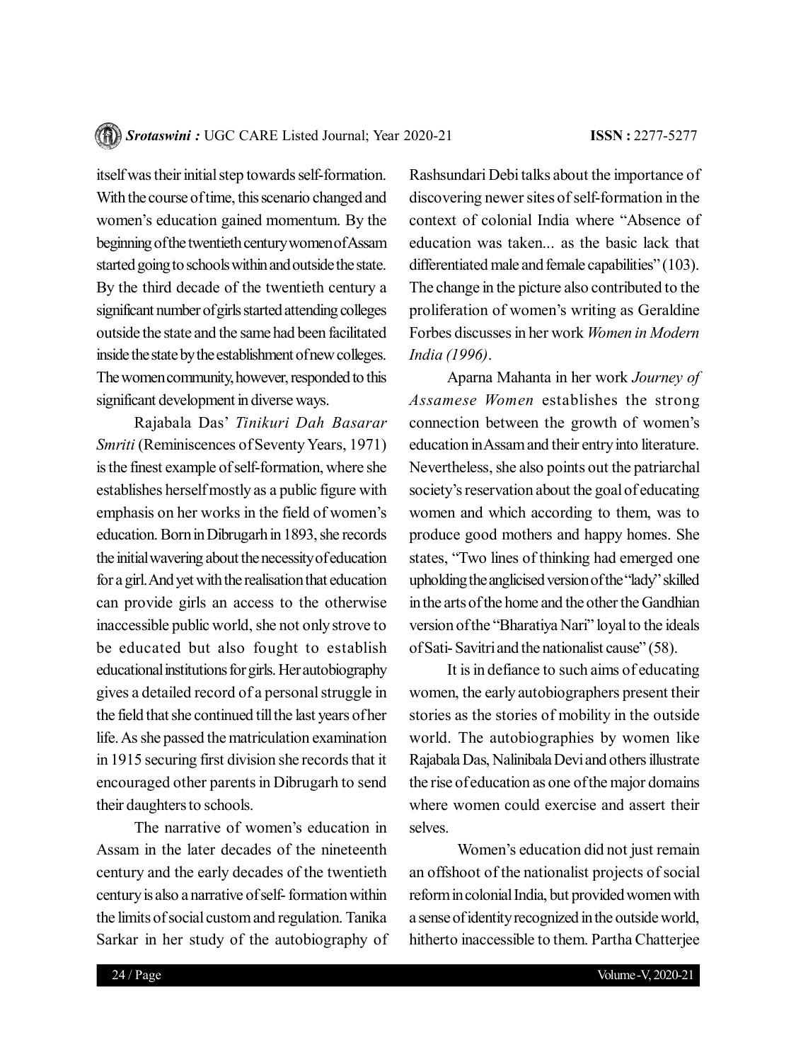itself was their initial step towards self-formation. With the course of time, this scenario changed and women's education gained momentum. By the beginning of the twentieth century women of Assam started going to schools within and outside the state. By the third decade of the twentieth century a significant number of girls started attending colleges outside the state and the same had been facilitated inside the state by the establishment of new colleges. The women community, however, responded to this significant development in diverse ways.

Rajabala Das' *Tinikuri Dah Basarar Smriti* (Reminiscences of Seventy Years, 1971) is the finest example of self-formation, where she establishes herself mostly as a public figure with emphasis on her works in the field of women's education. Born in Dibrugarh in 1893, she records the initial wavering about the necessity of education for a girl. And yet with the realisation that education can provide girls an access to the otherwise inaccessible public world, she not only strove to be educated but also fought to establish educational institutions for girls. Her autobiography gives a detailed record of a personal struggle in the field that she continued till the last years of her life. As she passed the matriculation examination in 1915 securing first division she records that it encouraged other parents in Dibrugarh to send their daughters to schools.

The narrative of women's education in Assam in the later decades of the nineteenth century and the early decades of the twentieth century is also a narrative of self- formation within the limits of social custom and regulation. Tanika Sarkar in her study of the autobiography of Rashsundari Debi talks about the importance of discovering newer sites of self-formation in the context of colonial India where "Absence of education was taken... as the basic lack that differentiated male and female capabilities" (103). The change in the picture also contributed to the proliferation of women's writing as Geraldine Forbes discusses in her work *Women in Modern India (1996)*.

Aparna Mahanta in her work *Journey of Assamese Women* establishes the strong connection between the growth of women's education in Assam and their entry into literature. Nevertheless, she also points out the patriarchal society's reservation about the goal of educating women and which according to them, was to produce good mothers and happy homes. She states, "Two lines of thinking had emerged one upholding the anglicised version of the "lady" skilled in the arts of the home and the other the Gandhian version of the "Bharatiya Nari" loyal to the ideals of Sati- Savitri and the nationalist cause" (58).

It is in defiance to such aims of educating women, the early autobiographers present their stories as the stories of mobility in the outside world. The autobiographies by women like Rajabala Das, Nalinibala Devi and others illustrate the rise of education as one of the major domains where women could exercise and assert their selves.

Women's education did not just remain an offshoot of the nationalist projects of social reform in colonial India, but provided women with a sense of identity recognized in the outside world, hitherto inaccessible to them. Partha Chatterjee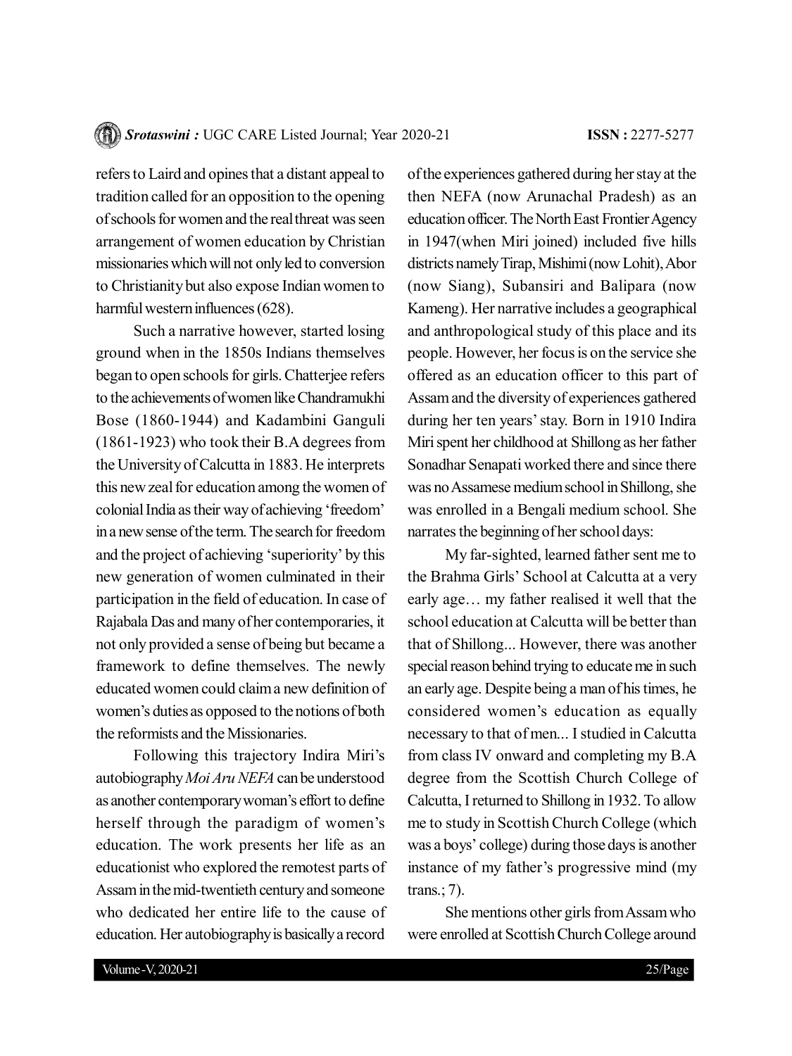refers to Laird and opines that a distant appeal to tradition called for an opposition to the opening of schools for women and the real threat was seen arrangement of women education by Christian missionaries which will not only led to conversion to Christianity but also expose Indian women to harmful western influences (628).

Such a narrative however, started losing ground when in the 1850s Indians themselves began to open schools for girls. Chatterjee refers to the achievements of women like Chandramukhi Bose (1860-1944) and Kadambini Ganguli (1861-1923) who took their B.A degrees from the University of Calcutta in 1883. He interprets this new zeal for education among the women of colonial India as their way of achieving 'freedom' in a new sense of the term. The search for freedom and the project of achieving 'superiority' by this new generation of women culminated in their participation in the field of education. In case of Rajabala Das and many of her contemporaries, it not only provided a sense of being but became a framework to define themselves. The newly educated women could claim a new definition of women's duties as opposed to the notions of both the reformists and the Missionaries.

Following this trajectory Indira Miri's autobiography *Moi Aru NEFA* can be understood as another contemporary woman's effort to define herself through the paradigm of women's education. The work presents her life as an educationist who explored the remotest parts of Assam in the mid-twentieth century and someone who dedicated her entire life to the cause of education. Her autobiography is basically a record of the experiences gathered during her stay at the then NEFA (now Arunachal Pradesh) as an education officer. The North East Frontier Agency in 1947(when Miri joined) included five hills districts namely Tirap, Mishimi (now Lohit), Abor (now Siang), Subansiri and Balipara (now Kameng). Her narrative includes a geographical and anthropological study of this place and its people. However, her focus is on the service she offered as an education officer to this part of Assam and the diversity of experiences gathered during her ten years' stay. Born in 1910 Indira Miri spent her childhood at Shillong as her father Sonadhar Senapati worked there and since there was no Assamese medium school in Shillong, she was enrolled in a Bengali medium school. She narrates the beginning of her school days:

My far-sighted, learned father sent me to the Brahma Girls' School at Calcutta at a very early age… my father realised it well that the school education at Calcutta will be better than that of Shillong... However, there was another special reason behind trying to educate me in such an early age. Despite being a man of his times, he considered women's education as equally necessary to that of men... I studied in Calcutta from class IV onward and completing my B.A degree from the Scottish Church College of Calcutta, I returned to Shillong in 1932. To allow me to study in Scottish Church College (which was a boys' college) during those days is another instance of my father's progressive mind (my trans.; 7).

She mentions other girls from Assam who were enrolled at Scottish Church College around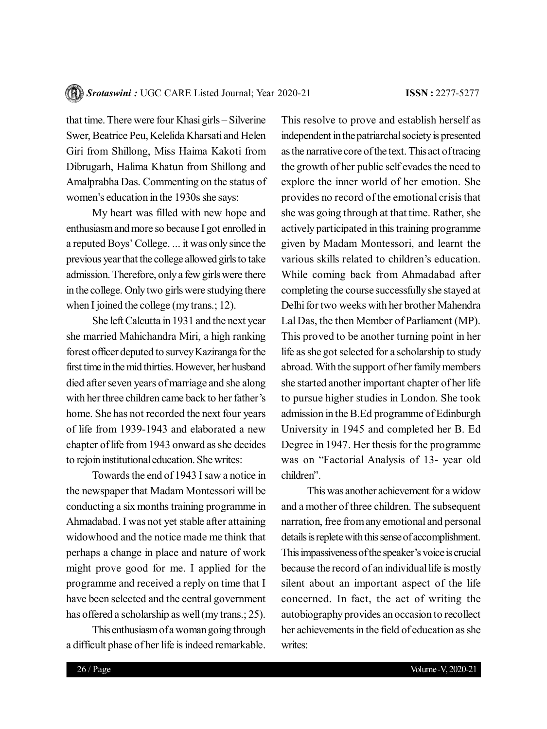that time. There were four Khasi girls – Silverine Swer, Beatrice Peu, Kelelida Kharsati and Helen Giri from Shillong, Miss Haima Kakoti from Dibrugarh, Halima Khatun from Shillong and Amalprabha Das. Commenting on the status of women's education in the 1930s she says:

> My heart was filled with new hope and enthusiasm and more so because I got enrolled in a reputed Boys' College. ... it was only since the previous year that the college allowed girls to take admission. Therefore, only a few girls were there in the college. Only two girls were studying there when I joined the college (my trans.; 12).

She left Calcutta in 1931 and the next year she married Mahichandra Miri, a high ranking forest officer deputed to survey Kaziranga for the first time in the mid thirties. However, her husband died after seven years of marriage and she along with her three children came back to her father's home. She has not recorded the next four years of life from 1939-1943 and elaborated a new chapter of life from 1943 onward as she decides to rejoin institutional education. She writes:

> Towards the end of 1943 I saw a notice in the newspaper that Madam Montessori will be conducting a six months training programme in Ahmadabad. I was not yet stable after attaining widowhood and the notice made me think that perhaps a change in place and nature of work might prove good for me. I applied for the programme and received a reply on time that I have been selected and the central government has offered a scholarship as well (my trans.; 25).

This enthusiasm of a woman going through a difficult phase of her life is indeed remarkable. This resolve to prove and establish herself as independent in the patriarchal society is presented as the narrative core of the text. This act of tracing the growth of her public self evades the need to explore the inner world of her emotion. She provides no record of the emotional crisis that she was going through at that time. Rather, she actively participated in this training programme given by Madam Montessori, and learnt the various skills related to children's education. While coming back from Ahmadabad after completing the course successfully she stayed at Delhi for two weeks with her brother Mahendra Lal Das, the then Member of Parliament (MP). This proved to be another turning point in her life as she got selected for a scholarship to study abroad. With the support of her family members she started another important chapter of her life to pursue higher studies in London. She took admission in the B.Ed programme of Edinburgh University in 1945 and completed her B. Ed Degree in 1947. Her thesis for the programme was on "Factorial Analysis of 13- year old children".

This was another achievement for a widow and a mother of three children. The subsequent narration, free from any emotional and personal details is replete with this sense of accomplishment. This impassiveness of the speaker's voice is crucial because the record of an individual life is mostly silent about an important aspect of the life concerned. In fact, the act of writing the autobiography provides an occasion to recollect her achievements in the field of education as she writes: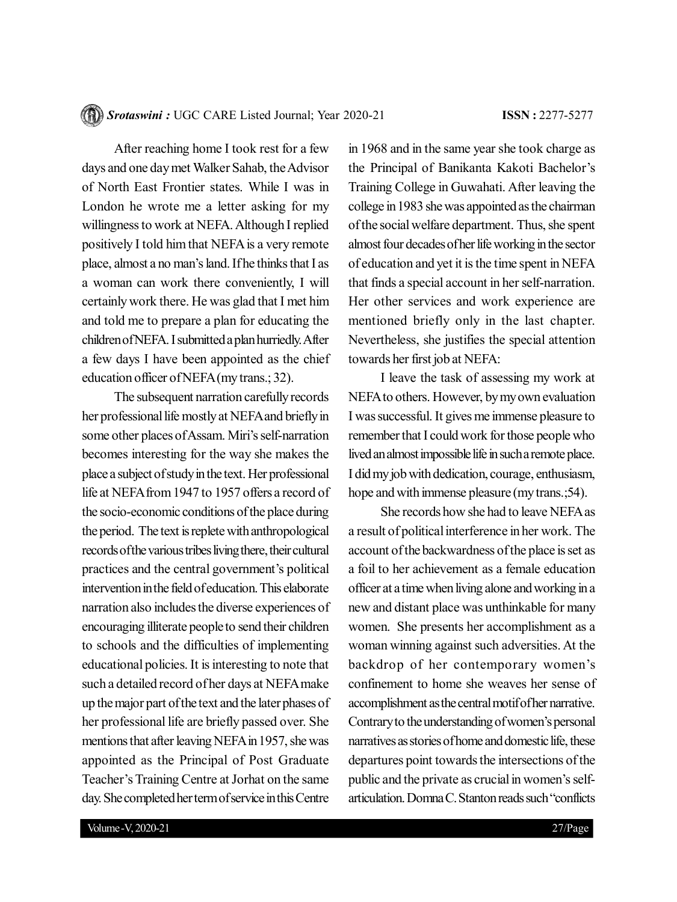After reaching home I took rest for a few days and one day met Walker Sahab, the Advisor of North East Frontier states. While I was in London he wrote me a letter asking for my willingness to work at NEFA. Although I replied positively I told him that NEFA is a very remote place, almost a no man's land. If he thinks that I as a woman can work there conveniently, I will certainly work there. He was glad that I met him and told me to prepare a plan for educating the children of NEFA. I submitted a plan hurriedly. After a few days I have been appointed as the chief education officer of NEFA (my trans.; 32).

The subsequent narration carefully records her professional life mostly at NEFA and briefly in some other places of Assam. Miri's self-narration becomes interesting for the way she makes the place a subject of study in the text. Her professional life at NEFA from 1947 to 1957 offers a record of the socio-economic conditions of the place during the period. The text is replete with anthropological records of the various tribes living there, their cultural practices and the central government's political intervention in the field of education. This elaborate narration also includes the diverse experiences of encouraging illiterate people to send their children to schools and the difficulties of implementing educational policies. It is interesting to note that such a detailed record of her days at NEFA make up the major part of the text and the later phases of her professional life are briefly passed over. She mentions that after leaving NEFA in 1957, she was appointed as the Principal of Post Graduate Teacher's Training Centre at Jorhat on the same day. She completed her term of service in this Centre in 1968 and in the same year she took charge as the Principal of Banikanta Kakoti Bachelor's Training College in Guwahati. After leaving the college in 1983 she was appointed as the chairman of the social welfare department. Thus, she spent almost four decades of her life working in the sector of education and yet it is the time spent in NEFA that finds a special account in her self-narration. Her other services and work experience are mentioned briefly only in the last chapter. Nevertheless, she justifies the special attention towards her first job at NEFA:

I leave the task of assessing my work at NEFA to others. However, by my own evaluation I was successful. It gives me immense pleasure to remember that I could work for those people who lived an almost impossible life in such a remote place. I did my job with dedication, courage, enthusiasm, hope and with immense pleasure (my trans.;54).

She records how she had to leave NEFA as a result of political interference in her work. The account of the backwardness of the place is set as a foil to her achievement as a female education officer at a time when living alone and working in a new and distant place was unthinkable for many women. She presents her accomplishment as a woman winning against such adversities. At the backdrop of her contemporary women's confinement to home she weaves her sense of accomplishment as the central motif of her narrative. Contrary to the understanding of women's personal narratives as stories of home and domestic life, these departures point towards the intersections of the public and the private as crucial in women's self-articulation. Domna C. Stanton reads such "conflicts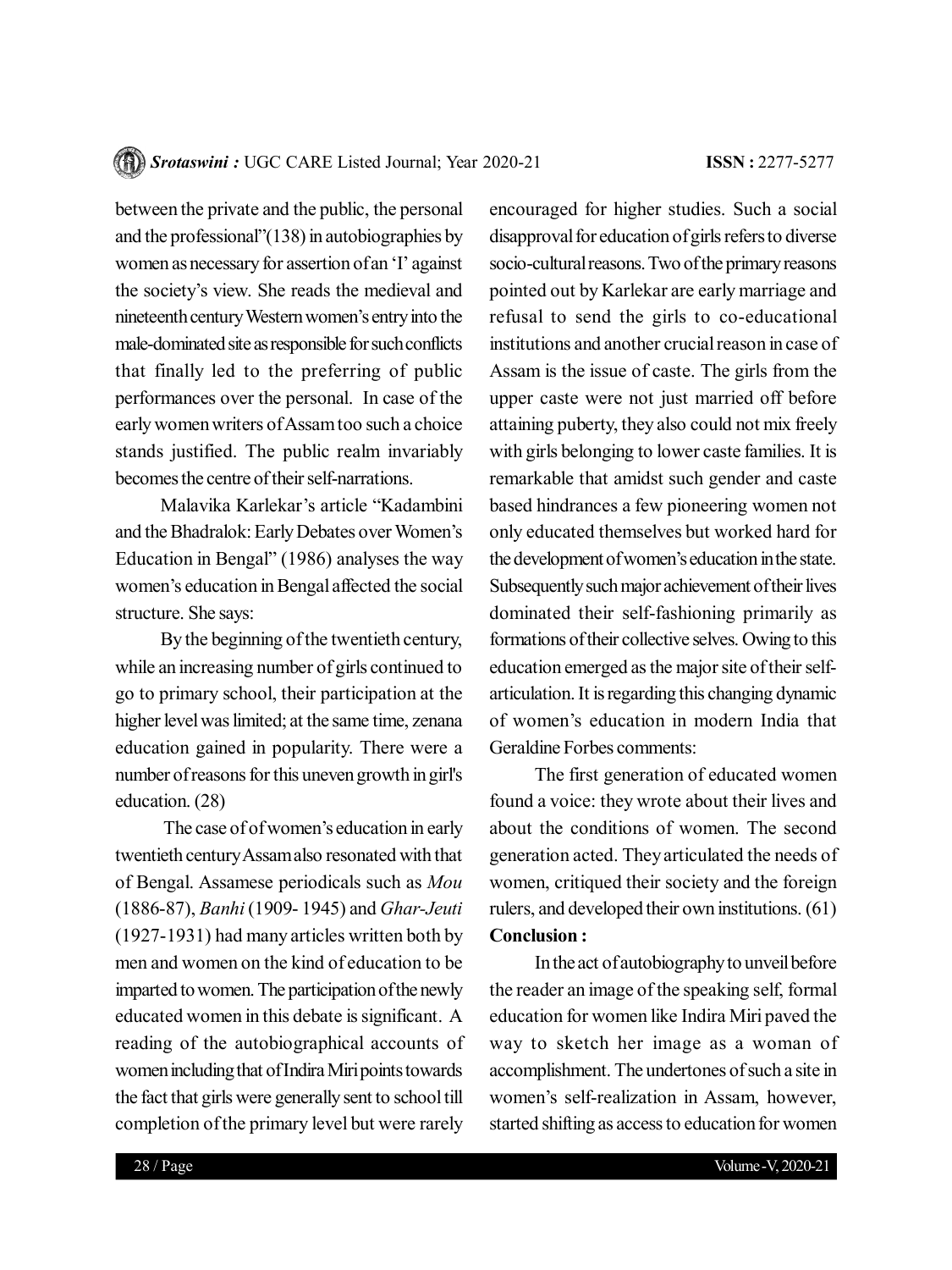between the private and the public, the personal and the professional"(138) in autobiographies by women as necessary for assertion of an 'I' against the society's view. She reads the medieval and nineteenth century Western women's entry into the male-dominated site as responsible for such conflicts that finally led to the preferring of public performances over the personal. In case of the early women writers of Assam too such a choice stands justified. The public realm invariably becomes the centre of their self-narrations.

Malavika Karlekar's article "Kadambini and the Bhadralok: Early Debates over Women's Education in Bengal" (1986) analyses the way women's education in Bengal affected the social structure. She says:

> By the beginning of the twentieth century, while an increasing number of girls continued to go to primary school, their participation at the higher level was limited; at the same time, zenana education gained in popularity. There were a number of reasons for this uneven growth in girl's education. (28)

The case of of women's education in early twentieth century Assam also resonated with that of Bengal. Assamese periodicals such as *Mou* (1886-87), *Banhi* (1909- 1945) and *Ghar-Jeuti* (1927-1931) had many articles written both by men and women on the kind of education to be imparted to women. The participation of the newly educated women in this debate is significant. A reading of the autobiographical accounts of women including that of Indira Miri points towards the fact that girls were generally sent to school till completion of the primary level but were rarely encouraged for higher studies. Such a social disapproval for education of girls refers to diverse socio-cultural reasons. Two of the primary reasons pointed out by Karlekar are early marriage and refusal to send the girls to co-educational institutions and another crucial reason in case of Assam is the issue of caste. The girls from the upper caste were not just married off before attaining puberty, they also could not mix freely with girls belonging to lower caste families. It is remarkable that amidst such gender and caste based hindrances a few pioneering women not only educated themselves but worked hard for the development of women's education in the state. Subsequently such major achievement of their lives dominated their self-fashioning primarily as formations of their collective selves. Owing to this education emerged as the major site of their self-articulation. It is regarding this changing dynamic of women's education in modern India that Geraldine Forbes comments:

> The first generation of educated women found a voice: they wrote about their lives and about the conditions of women. The second generation acted. They articulated the needs of women, critiqued their society and the foreign rulers, and developed their own institutions. (61)

**Conclusion :**

In the act of autobiography to unveil before the reader an image of the speaking self, formal education for women like Indira Miri paved the way to sketch her image as a woman of accomplishment. The undertones of such a site in women's self-realization in Assam, however, started shifting as access to education for women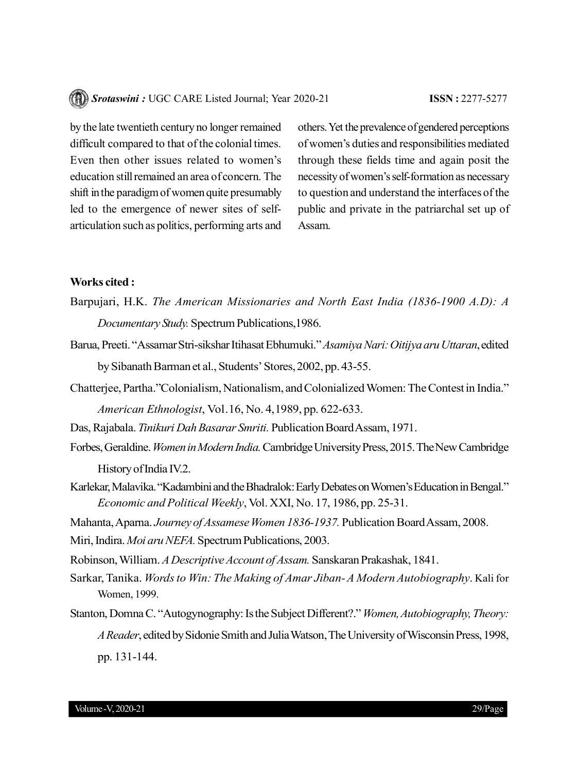by the late twentieth century no longer remained difficult compared to that of the colonial times. Even then other issues related to women's education still remained an area of concern. The shift in the paradigm of women quite presumably led to the emergence of newer sites of self-articulation such as politics, performing arts and others. Yet the prevalence of gendered perceptions of women's duties and responsibilities mediated through these fields time and again posit the necessity of women's self-formation as necessary to question and understand the interfaces of the public and private in the patriarchal set up of Assam.

**Works cited :**

Barpujari, H.K. *The American Missionaries and North East India (1836-1900 A.D): A Documentary Study.* Spectrum Publications,1986.

Barua, Preeti. "Assamar Stri-sikshar Itihasat Ebhumuki." *Asamiya Nari: Oitijya aru Uttaran*, edited by Sibanath Barman et al., Students' Stores, 2002, pp. 43-55.

Chatterjee, Partha."Colonialism, Nationalism, and Colonialized Women: The Contest in India." *American Ethnologist*, Vol.16, No. 4,1989, pp. 622-633.

Das, Rajabala. *Tinikuri Dah Basarar Smriti.* Publication Board Assam, 1971.

Forbes, Geraldine. *Women in Modern India.* Cambridge University Press, 2015. The New Cambridge History of India IV.2.

Karlekar, Malavika. "Kadambini and the Bhadralok: Early Debates on Women's Education in Bengal." *Economic and Political Weekly*, Vol. XXI, No. 17, 1986, pp. 25-31.

Mahanta, Aparna. *Journey of Assamese Women 1836-1937.* Publication Board Assam, 2008.

Miri, Indira. *Moi aru NEFA.* Spectrum Publications, 2003.

Robinson, William. *A Descriptive Account of Assam.* Sanskaran Prakashak, 1841.

Sarkar, Tanika. *Words to Win: The Making of Amar Jiban- A Modern Autobiography*. Kali for Women, 1999.

Stanton, Domna C. "Autogynography: Is the Subject Different?." *Women, Autobiography, Theory: A Reader*, edited by Sidonie Smith and Julia Watson, The University of Wisconsin Press, 1998, pp. 131-144.